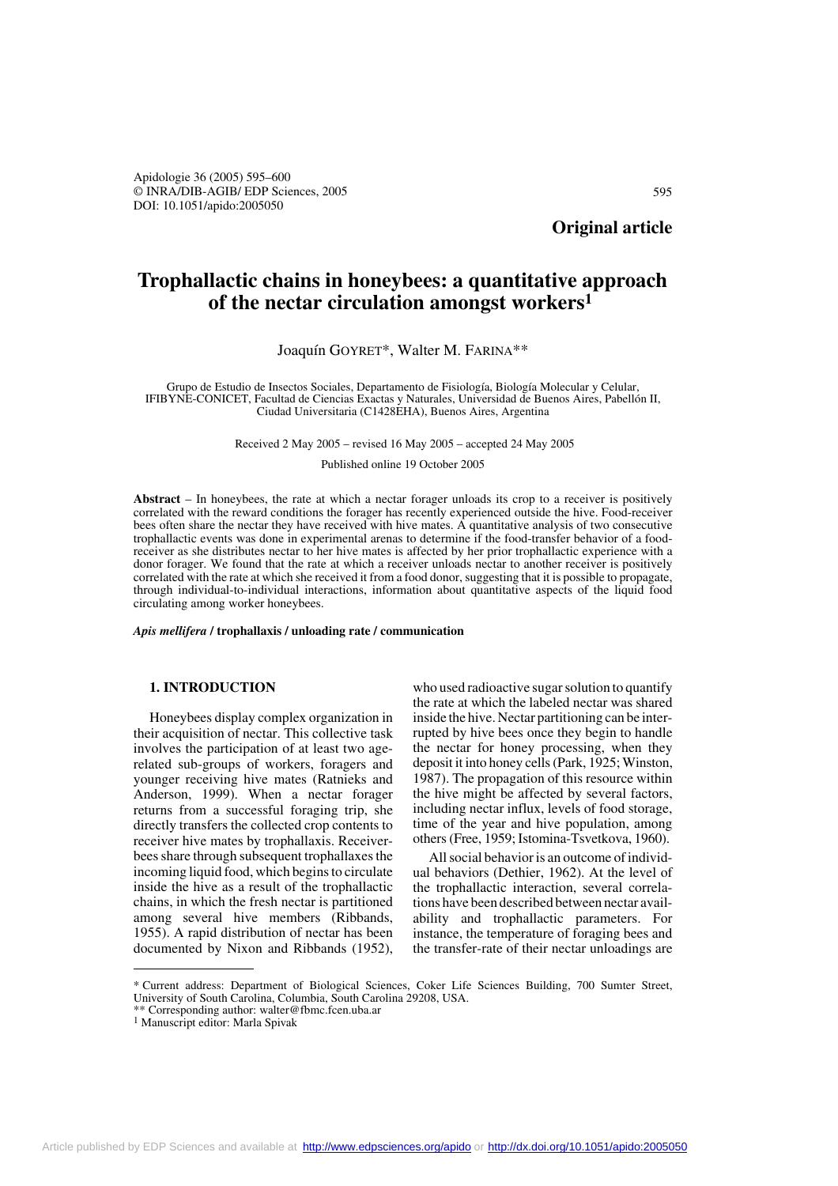Apidologie 36 (2005) 595–600
© INRA/DIB-AGIB/ EDP Sciences, 2005
DOI: 10.1051/apido:2005050

**Original article**

# Trophallactic chains in honeybees: a quantitative approach of the nectar circulation amongst workers[1]

Joaquín GOYRET*, Walter M. FARINA**

Grupo de Estudio de Insectos Sociales, Departamento de Fisiología, Biología Molecular y Celular, IFIBYNE-CONICET, Facultad de Ciencias Exactas y Naturales, Universidad de Buenos Aires, Pabellón II, Ciudad Universitaria (C1428EHA), Buenos Aires, Argentina

Received 2 May 2005 – revised 16 May 2005 – accepted 24 May 2005

Published online 19 October 2005

**Abstract** – In honeybees, the rate at which a nectar forager unloads its crop to a receiver is positively correlated with the reward conditions the forager has recently experienced outside the hive. Food-receiver bees often share the nectar they have received with hive mates. A quantitative analysis of two consecutive trophallactic events was done in experimental arenas to determine if the food-transfer behavior of a food-receiver as she distributes nectar to her hive mates is affected by her prior trophallactic experience with a donor forager. We found that the rate at which a receiver unloads nectar to another receiver is positively correlated with the rate at which she received it from a food donor, suggesting that it is possible to propagate, through individual-to-individual interactions, information about quantitative aspects of the liquid food circulating among worker honeybees.

***Apis mellifera* / trophallaxis / unloading rate / communication**

## 1. INTRODUCTION

Honeybees display complex organization in their acquisition of nectar. This collective task involves the participation of at least two age-related sub-groups of workers, foragers and younger receiving hive mates (Ratnieks and Anderson, 1999). When a nectar forager returns from a successful foraging trip, she directly transfers the collected crop contents to receiver hive mates by trophallaxis. Receiver-bees share through subsequent trophallaxes the incoming liquid food, which begins to circulate inside the hive as a result of the trophallactic chains, in which the fresh nectar is partitioned among several hive members (Ribbands, 1955). A rapid distribution of nectar has been documented by Nixon and Ribbands (1952), who used radioactive sugar solution to quantify the rate at which the labeled nectar was shared inside the hive. Nectar partitioning can be interrupted by hive bees once they begin to handle the nectar for honey processing, when they deposit it into honey cells (Park, 1925; Winston, 1987). The propagation of this resource within the hive might be affected by several factors, including nectar influx, levels of food storage, time of the year and hive population, among others (Free, 1959; Istomina-Tsvetkova, 1960).

All social behavior is an outcome of individual behaviors (Dethier, 1962). At the level of the trophallactic interaction, several correlations have been described between nectar availability and trophallactic parameters. For instance, the temperature of foraging bees and the transfer-rate of their nectar unloadings are

\* Current address: Department of Biological Sciences, Coker Life Sciences Building, 700 Sumter Street, University of South Carolina, Columbia, South Carolina 29208, USA.
\*\* Corresponding author: walter@fbmc.fcen.uba.ar
[1] Manuscript editor: Marla Spivak

Article published by EDP Sciences and available at http://www.edpsciences.org/apido or http://dx.doi.org/10.1051/apido:2005050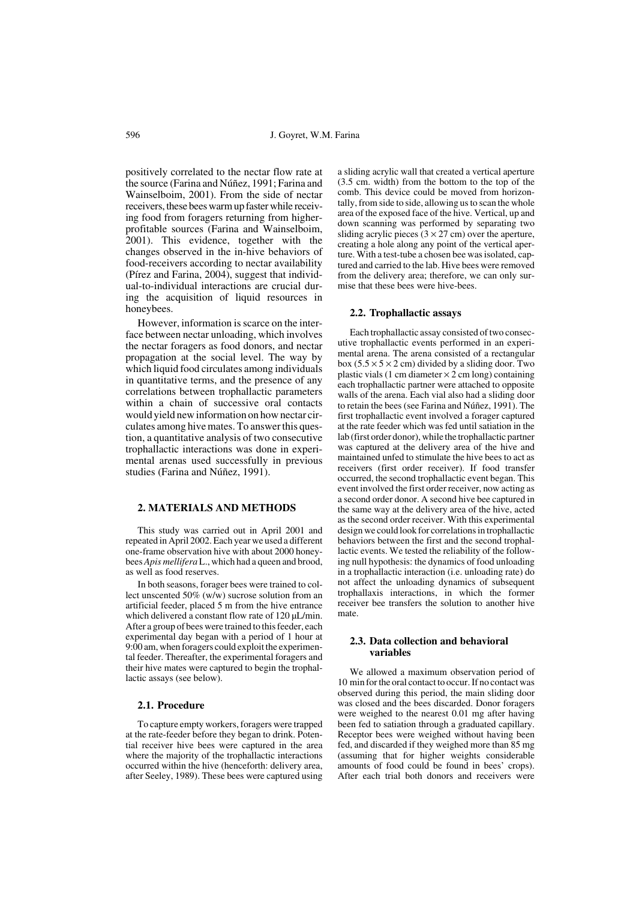positively correlated to the nectar flow rate at the source (Farina and Núñez, 1991; Farina and Wainselboim, 2001). From the side of nectar receivers, these bees warm up faster while receiving food from foragers returning from higher-profitable sources (Farina and Wainselboim, 2001). This evidence, together with the changes observed in the in-hive behaviors of food-receivers according to nectar availability (Pírez and Farina, 2004), suggest that individual-to-individual interactions are crucial during the acquisition of liquid resources in honeybees.

However, information is scarce on the interface between nectar unloading, which involves the nectar foragers as food donors, and nectar propagation at the social level. The way by which liquid food circulates among individuals in quantitative terms, and the presence of any correlations between trophallactic parameters within a chain of successive oral contacts would yield new information on how nectar circulates among hive mates. To answer this question, a quantitative analysis of two consecutive trophallactic interactions was done in experimental arenas used successfully in previous studies (Farina and Núñez, 1991).

## 2. MATERIALS AND METHODS

This study was carried out in April 2001 and repeated in April 2002. Each year we used a different one-frame observation hive with about 2000 honeybees *Apis mellifera* L., which had a queen and brood, as well as food reserves.

In both seasons, forager bees were trained to collect unscented 50% (w/w) sucrose solution from an artificial feeder, placed 5 m from the hive entrance which delivered a constant flow rate of 120 μL/min. After a group of bees were trained to this feeder, each experimental day began with a period of 1 hour at 9:00 am, when foragers could exploit the experimental feeder. Thereafter, the experimental foragers and their hive mates were captured to begin the trophallactic assays (see below).

### 2.1. Procedure

To capture empty workers, foragers were trapped at the rate-feeder before they began to drink. Potential receiver hive bees were captured in the area where the majority of the trophallactic interactions occurred within the hive (henceforth: delivery area, after Seeley, 1989). These bees were captured using a sliding acrylic wall that created a vertical aperture (3.5 cm. width) from the bottom to the top of the comb. This device could be moved from horizontally, from side to side, allowing us to scan the whole area of the exposed face of the hive. Vertical, up and down scanning was performed by separating two sliding acrylic pieces ($3 \times 27$ cm) over the aperture, creating a hole along any point of the vertical aperture. With a test-tube a chosen bee was isolated, captured and carried to the lab. Hive bees were removed from the delivery area; therefore, we can only surmise that these bees were hive-bees.

### 2.2. Trophallactic assays

Each trophallactic assay consisted of two consecutive trophallactic events performed in an experimental arena. The arena consisted of a rectangular box ($5.5 \times 5 \times 2$ cm) divided by a sliding door. Two plastic vials (1 cm diameter $\times$ 2 cm long) containing each trophallactic partner were attached to opposite walls of the arena. Each vial also had a sliding door to retain the bees (see Farina and Núñez, 1991). The first trophallactic event involved a forager captured at the rate feeder which was fed until satiation in the lab (first order donor), while the trophallactic partner was captured at the delivery area of the hive and maintained unfed to stimulate the hive bees to act as receivers (first order receiver). If food transfer occurred, the second trophallactic event began. This event involved the first order receiver, now acting as a second order donor. A second hive bee captured in the same way at the delivery area of the hive, acted as the second order receiver. With this experimental design we could look for correlations in trophallactic behaviors between the first and the second trophallactic events. We tested the reliability of the following null hypothesis: the dynamics of food unloading in a trophallactic interaction (i.e. unloading rate) do not affect the unloading dynamics of subsequent trophallaxis interactions, in which the former receiver bee transfers the solution to another hive mate.

### 2.3. Data collection and behavioral variables

We allowed a maximum observation period of 10 min for the oral contact to occur. If no contact was observed during this period, the main sliding door was closed and the bees discarded. Donor foragers were weighed to the nearest 0.01 mg after having been fed to satiation through a graduated capillary. Receptor bees were weighed without having been fed, and discarded if they weighed more than 85 mg (assuming that for higher weights considerable amounts of food could be found in bees' crops). After each trial both donors and receivers were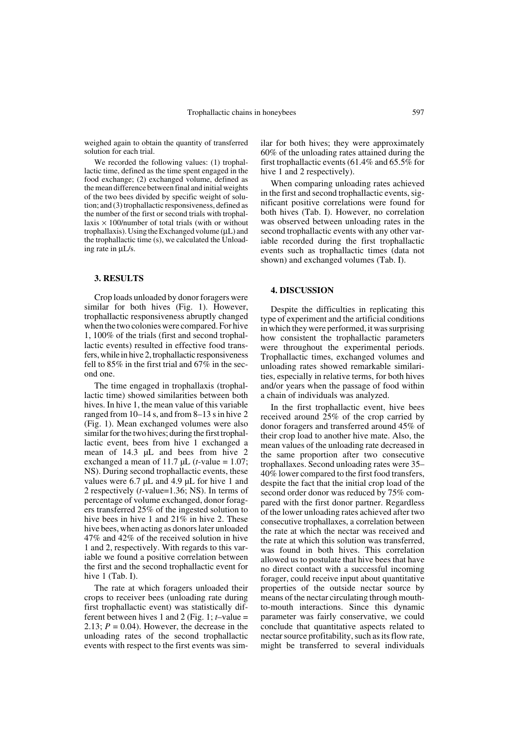weighed again to obtain the quantity of transferred solution for each trial.

We recorded the following values: (1) trophallactic time, defined as the time spent engaged in the food exchange; (2) exchanged volume, defined as the mean difference between final and initial weights of the two bees divided by specific weight of solution; and (3) trophallactic responsiveness, defined as the number of the first or second trials with trophallaxis × 100/number of total trials (with or without trophallaxis). Using the Exchanged volume (µL) and the trophallactic time (s), we calculated the Unloading rate in µL/s.

## 3. RESULTS

Crop loads unloaded by donor foragers were similar for both hives (Fig. 1). However, trophallactic responsiveness abruptly changed when the two colonies were compared. For hive 1, 100% of the trials (first and second trophallactic events) resulted in effective food transfers, while in hive 2, trophallactic responsiveness fell to 85% in the first trial and 67% in the second one.

The time engaged in trophallaxis (trophallactic time) showed similarities between both hives. In hive 1, the mean value of this variable ranged from 10–14 s, and from 8–13 s in hive 2 (Fig. 1). Mean exchanged volumes were also similar for the two hives; during the first trophallactic event, bees from hive 1 exchanged a mean of 14.3 µL and bees from hive 2 exchanged a mean of 11.7 µL (*t*-value = 1.07; NS). During second trophallactic events, these values were 6.7 µL and 4.9 µL for hive 1 and 2 respectively (*t*-value=1.36; NS). In terms of percentage of volume exchanged, donor foragers transferred 25% of the ingested solution to hive bees in hive 1 and 21% in hive 2. These hive bees, when acting as donors later unloaded 47% and 42% of the received solution in hive 1 and 2, respectively. With regards to this variable we found a positive correlation between the first and the second trophallactic event for hive 1 (Tab. I).

The rate at which foragers unloaded their crops to receiver bees (unloading rate during first trophallactic event) was statistically different between hives 1 and 2 (Fig. 1; *t*–value = 2.13; $P = 0.04$). However, the decrease in the unloading rates of the second trophallactic events with respect to the first events was similar for both hives; they were approximately 60% of the unloading rates attained during the first trophallactic events (61.4% and 65.5% for hive 1 and 2 respectively).

When comparing unloading rates achieved in the first and second trophallactic events, significant positive correlations were found for both hives (Tab. I). However, no correlation was observed between unloading rates in the second trophallactic events with any other variable recorded during the first trophallactic events such as trophallactic times (data not shown) and exchanged volumes (Tab. I).

## 4. DISCUSSION

Despite the difficulties in replicating this type of experiment and the artificial conditions in which they were performed, it was surprising how consistent the trophallactic parameters were throughout the experimental periods. Trophallactic times, exchanged volumes and unloading rates showed remarkable similarities, especially in relative terms, for both hives and/or years when the passage of food within a chain of individuals was analyzed.

In the first trophallactic event, hive bees received around 25% of the crop carried by donor foragers and transferred around 45% of their crop load to another hive mate. Also, the mean values of the unloading rate decreased in the same proportion after two consecutive trophallaxes. Second unloading rates were 35–40% lower compared to the first food transfers, despite the fact that the initial crop load of the second order donor was reduced by 75% compared with the first donor partner. Regardless of the lower unloading rates achieved after two consecutive trophallaxes, a correlation between the rate at which the nectar was received and the rate at which this solution was transferred, was found in both hives. This correlation allowed us to postulate that hive bees that have no direct contact with a successful incoming forager, could receive input about quantitative properties of the outside nectar source by means of the nectar circulating through mouth-to-mouth interactions. Since this dynamic parameter was fairly conservative, we could conclude that quantitative aspects related to nectar source profitability, such as its flow rate, might be transferred to several individuals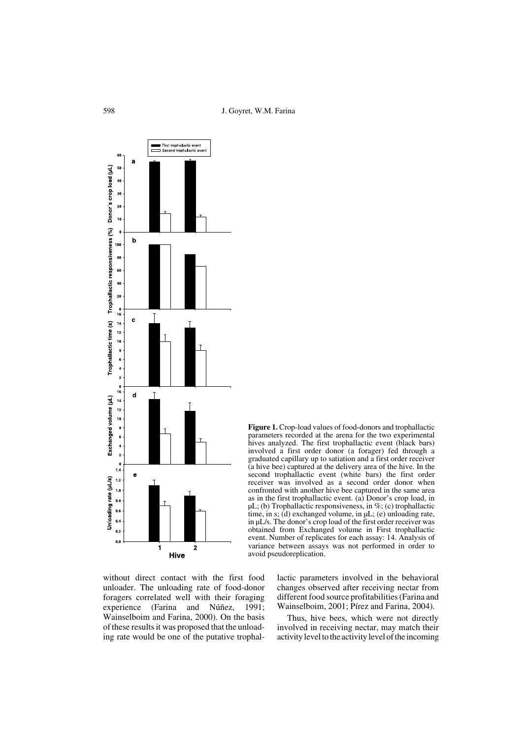**Figure 1.** Crop-load values of food-donors and trophallactic parameters recorded at the arena for the two experimental hives analyzed. The first trophallactic event (black bars) involved a first order donor (a forager) fed through a graduated capillary up to satiation and a first order receiver (a hive bee) captured at the delivery area of the hive. In the second trophallactic event (white bars) the first order receiver was involved as a second order donor when confronted with another hive bee captured in the same area as in the first trophallactic event. (a) Donor's crop load, in µL; (b) Trophallactic responsiveness, in %; (c) trophallactic time, in s; (d) exchanged volume, in µL; (e) unloading rate, in µL/s. The donor's crop load of the first order receiver was obtained from Exchanged volume in First trophallactic event. Number of replicates for each assay: 14. Analysis of variance between assays was not performed in order to avoid pseudoreplication.

without direct contact with the first food unloader. The unloading rate of food-donor foragers correlated well with their foraging experience (Farina and Núñez, 1991; Wainselboim and Farina, 2000). On the basis of these results it was proposed that the unloading rate would be one of the putative trophallactic parameters involved in the behavioral changes observed after receiving nectar from different food source profitabilities (Farina and Wainselboim, 2001; Pírez and Farina, 2004).

Thus, hive bees, which were not directly involved in receiving nectar, may match their activity level to the activity level of the incoming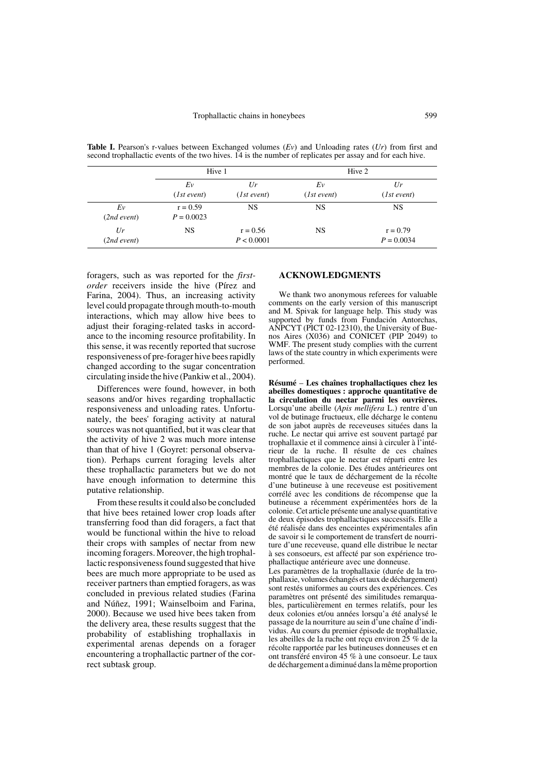**Table I.** Pearson's r-values between Exchanged volumes (*Ev*) and Unloading rates (*Ur*) from first and second trophallactic events of the two hives. 14 is the number of replicates per assay and for each hive.

| | Hive 1 | | Hive 2 | |
|---|---|---|---|---|
| | *Ev* (*1st event*) | *Ur* (*1st event*) | *Ev* (*1st event*) | *Ur* (*1st event*) |
| *Ev* (*2nd event*) | r = 0.59 $P = 0.0023$ | NS | NS | NS |
| *Ur* (*2nd event*) | NS | r = 0.56 $P < 0.0001$ | NS | r = 0.79 $P = 0.0034$ |

foragers, such as was reported for the *first-order* receivers inside the hive (Pírez and Farina, 2004). Thus, an increasing activity level could propagate through mouth-to-mouth interactions, which may allow hive bees to adjust their foraging-related tasks in accordance to the incoming resource profitability. In this sense, it was recently reported that sucrose responsiveness of pre-forager hive bees rapidly changed according to the sugar concentration circulating inside the hive (Pankiw et al., 2004).

Differences were found, however, in both seasons and/or hives regarding trophallactic responsiveness and unloading rates. Unfortunately, the bees' foraging activity at natural sources was not quantified, but it was clear that the activity of hive 2 was much more intense than that of hive 1 (Goyret: personal observation). Perhaps current foraging levels alter these trophallactic parameters but we do not have enough information to determine this putative relationship.

From these results it could also be concluded that hive bees retained lower crop loads after transferring food than did foragers, a fact that would be functional within the hive to reload their crops with samples of nectar from new incoming foragers. Moreover, the high trophallactic responsiveness found suggested that hive bees are much more appropriate to be used as receiver partners than emptied foragers, as was concluded in previous related studies (Farina and Núñez, 1991; Wainselboim and Farina, 2000). Because we used hive bees taken from the delivery area, these results suggest that the probability of establishing trophallaxis in experimental arenas depends on a forager encountering a trophallactic partner of the correct subtask group.

## ACKNOWLEDGMENTS

We thank two anonymous referees for valuable comments on the early version of this manuscript and M. Spivak for language help. This study was supported by funds from Fundación Antorchas, ANPCYT (PICT 02-12310), the University of Buenos Aires (X036) and CONICET (PIP 2049) to WMF. The present study complies with the current laws of the state country in which experiments were performed.

**Résumé** – **Les chaînes trophallactiques chez les abeilles domestiques : approche quantitative de la circulation du nectar parmi les ouvrières.** Lorsqu'une abeille (*Apis mellifera* L.) rentre d'un vol de butinage fructueux, elle décharge le contenu de son jabot auprès de receveuses situées dans la ruche. Le nectar qui arrive est souvent partagé par trophallaxie et il commence ainsi à circuler à l'intérieur de la ruche. Il résulte de ces chaînes trophallactiques que le nectar est réparti entre les membres de la colonie. Des études antérieures ont montré que le taux de déchargement de la récolte d'une butineuse à une receveuse est positivement corrélé avec les conditions de récompense que la butineuse a récemment expérimentées hors de la colonie. Cet article présente une analyse quantitative de deux épisodes trophallactiques successifs. Elle a été réalisée dans des enceintes expérimentales afin de savoir si le comportement de transfert de nourriture d'une receveuse, quand elle distribue le nectar à ses consoeurs, est affecté par son expérience trophallactique antérieure avec une donneuse.

Les paramètres de la trophallaxie (durée de la trophallaxie, volumes échangés et taux de déchargement) sont restés uniformes au cours des expériences. Ces paramètres ont présenté des similitudes remarquables, particulièrement en termes relatifs, pour les deux colonies et/ou années lorsqu'a été analysé le passage de la nourriture au sein d'une chaîne d'individus. Au cours du premier épisode de trophallaxie, les abeilles de la ruche ont reçu environ 25 % de la récolte rapportée par les butineuses donneuses et en ont transféré environ 45 % à une consoeur. Le taux de déchargement a diminué dans la même proportion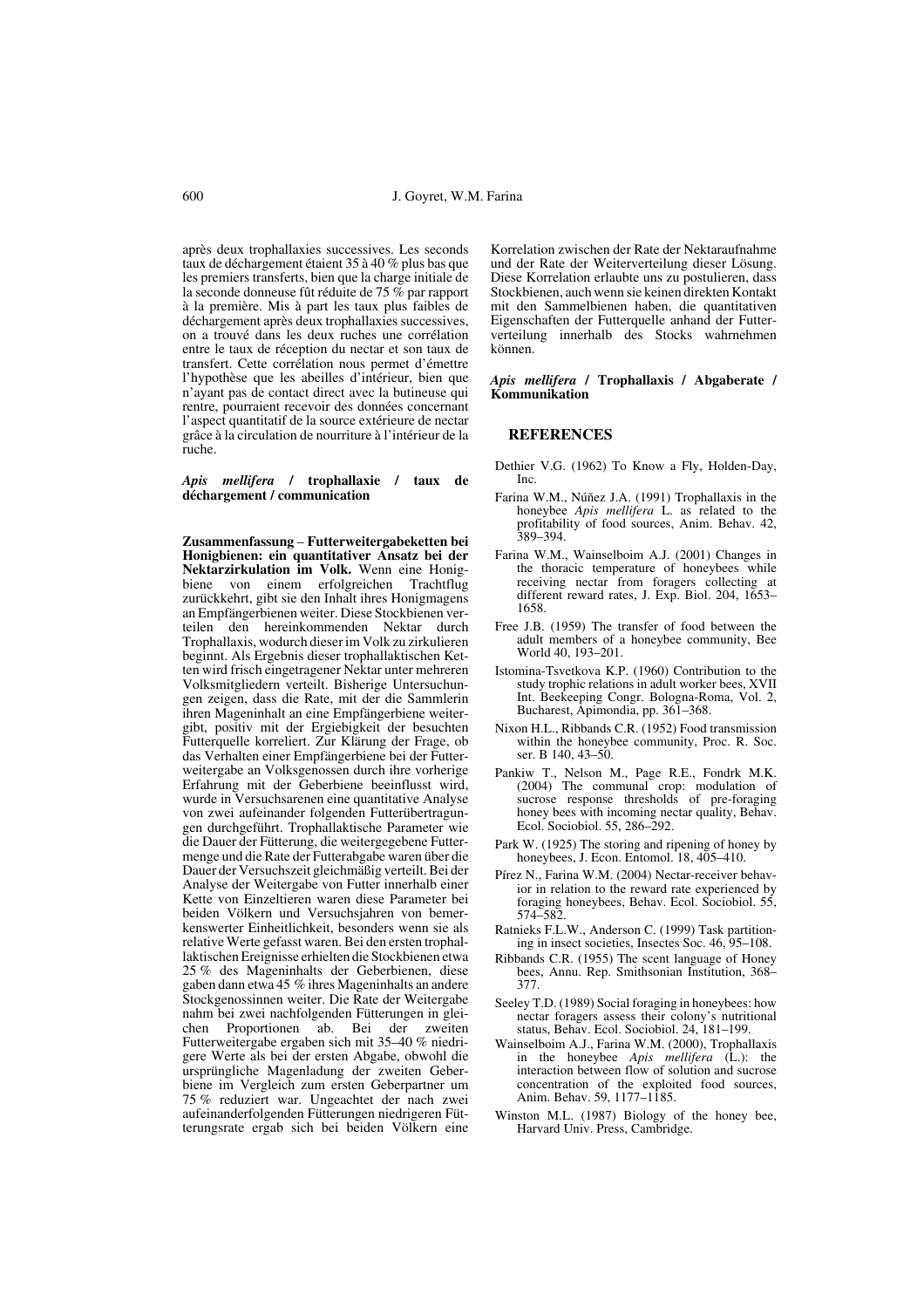après deux trophallaxies successives. Les seconds taux de déchargement étaient 35 à 40 % plus bas que les premiers transferts, bien que la charge initiale de la seconde donneuse fût réduite de 75 % par rapport à la première. Mis à part les taux plus faibles de déchargement après deux trophallaxies successives, on a trouvé dans les deux ruches une corrélation entre le taux de réception du nectar et son taux de transfert. Cette corrélation nous permet d'émettre l'hypothèse que les abeilles d'intérieur, bien que n'ayant pas de contact direct avec la butineuse qui rentre, pourraient recevoir des données concernant l'aspect quantitatif de la source extérieure de nectar grâce à la circulation de nourriture à l'intérieur de la ruche.

***Apis mellifera* / trophallaxie / taux de déchargement / communication**

**Zusammenfassung – Futterweitergabeketten bei Honigbienen: ein quantitativer Ansatz bei der Nektarzirkulation im Volk.** Wenn eine Honigbiene von einem erfolgreichen Trachtflug zurückkehrt, gibt sie den Inhalt ihres Honigmagens an Empfängerbienen weiter. Diese Stockbienen verteilen den hereinkommenden Nektar durch Trophallaxis, wodurch dieser im Volk zu zirkulieren beginnt. Als Ergebnis dieser trophallaktischen Ketten wird frisch eingetragener Nektar unter mehreren Volksmitgliedern verteilt. Bisherige Untersuchungen zeigen, dass die Rate, mit der die Sammlerin ihren Mageninhalt an eine Empfängerbiene weitergibt, positiv mit der Ergiebigkeit der besuchten Futterquelle korreliert. Zur Klärung der Frage, ob das Verhalten einer Empfängerbiene bei der Futterweitergabe an Volksgenossen durch ihre vorherige Erfahrung mit der Geberbiene beeinflusst wird, wurde in Versuchsarenen eine quantitative Analyse von zwei aufeinander folgenden Futterübertragungen durchgeführt. Trophallaktische Parameter wie die Dauer der Fütterung, die weitergegebene Futtermenge und die Rate der Futterabgabe waren über die Dauer der Versuchszeit gleichmäßig verteilt. Bei der Analyse der Weitergabe von Futter innerhalb einer Kette von Einzeltieren waren diese Parameter bei beiden Völkern und Versuchsjahren von bemerkenswerter Einheitlichkeit, besonders wenn sie als relative Werte gefasst waren. Bei den ersten trophallaktischen Ereignisse erhielten die Stockbienen etwa 25 % des Mageninhalts der Geberbienen, diese gaben dann etwa 45 % ihres Mageninhalts an andere Stockgenossinnen weiter. Die Rate der Weitergabe nahm bei zwei nachfolgenden Fütterungen in gleichen Proportionen ab. Bei der zweiten Futterweitergabe ergaben sich mit 35–40 % niedrigere Werte als bei der ersten Abgabe, obwohl die ursprüngliche Magenladung der zweiten Geberbiene im Vergleich zum ersten Geberpartner um 75 % reduziert war. Ungeachtet der nach zwei aufeinanderfolgenden Fütterungen niedrigeren Fütterungsrate ergab sich bei beiden Völkern eine Korrelation zwischen der Rate der Nektaraufnahme und der Rate der Weiterverteilung dieser Lösung. Diese Korrelation erlaubte uns zu postulieren, dass Stockbienen, auch wenn sie keinen direkten Kontakt mit den Sammelbienen haben, die quantitativen Eigenschaften der Futterquelle anhand der Futterverteilung innerhalb des Stocks wahrnehmen können.

***Apis mellifera* / Trophallaxis / Abgaberate / Kommunikation**

## REFERENCES

Dethier V.G. (1962) To Know a Fly, Holden-Day, Inc.

Farina W.M., Núñez J.A. (1991) Trophallaxis in the honeybee *Apis mellifera* L. as related to the profitability of food sources, Anim. Behav. 42, 389–394.

Farina W.M., Wainselboim A.J. (2001) Changes in the thoracic temperature of honeybees while receiving nectar from foragers collecting at different reward rates, J. Exp. Biol. 204, 1653–1658.

Free J.B. (1959) The transfer of food between the adult members of a honeybee community, Bee World 40, 193–201.

Istomina-Tsvetkova K.P. (1960) Contribution to the study trophic relations in adult worker bees, XVII Int. Beekeeping Congr. Bologna-Roma, Vol. 2, Bucharest, Apimondia, pp. 361–368.

Nixon H.L., Ribbands C.R. (1952) Food transmission within the honeybee community, Proc. R. Soc. ser. B 140, 43–50.

Pankiw T., Nelson M., Page R.E., Fondrk M.K. (2004) The communal crop: modulation of sucrose response thresholds of pre-foraging honey bees with incoming nectar quality, Behav. Ecol. Sociobiol. 55, 286–292.

Park W. (1925) The storing and ripening of honey by honeybees, J. Econ. Entomol. 18, 405–410.

Pírez N., Farina W.M. (2004) Nectar-receiver behavior in relation to the reward rate experienced by foraging honeybees, Behav. Ecol. Sociobiol. 55, 574–582.

Ratnieks F.L.W., Anderson C. (1999) Task partitioning in insect societies, Insectes Soc. 46, 95–108.

Ribbands C.R. (1955) The scent language of Honey bees, Annu. Rep. Smithsonian Institution, 368–377.

Seeley T.D. (1989) Social foraging in honeybees: how nectar foragers assess their colony's nutritional status, Behav. Ecol. Sociobiol. 24, 181–199.

Wainselboim A.J., Farina W.M. (2000), Trophallaxis in the honeybee *Apis mellifera* (L.): the interaction between flow of solution and sucrose concentration of the exploited food sources, Anim. Behav. 59, 1177–1185.

Winston M.L. (1987) Biology of the honey bee, Harvard Univ. Press, Cambridge.